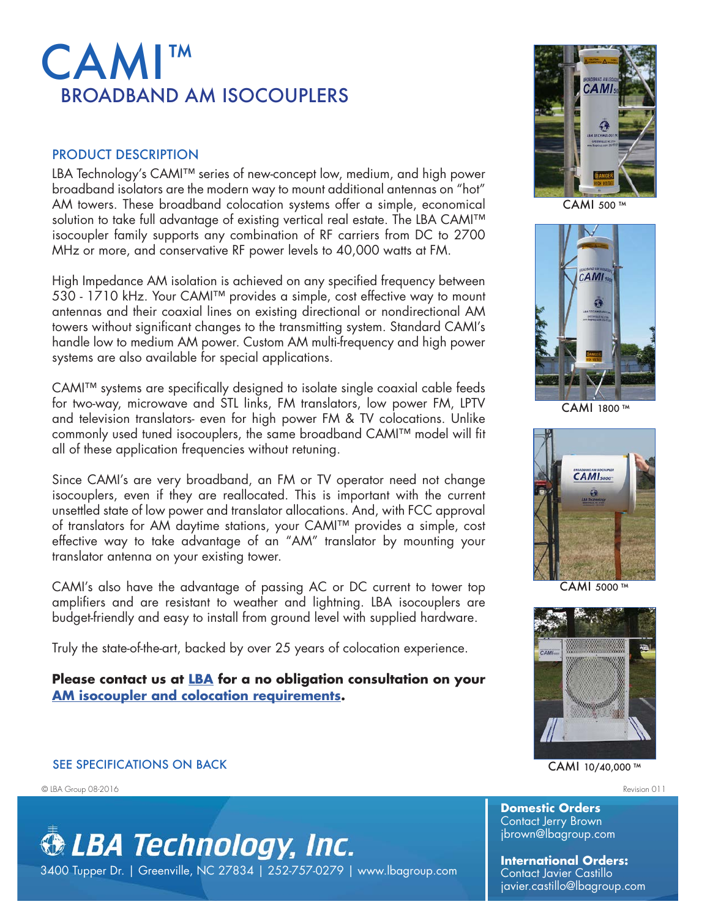# CAMI™

## BROADBAND AM ISOCOUPLERS

### PRODUCT DESCRIPTION

LBA Technology's CAMI™ series of new-concept low, medium, and high power broadband isolators are the modern way to mount additional antennas on "hot" AM towers. These broadband colocation systems offer a simple, economical solution to take full advantage of existing vertical real estate. The LBA CAMI™ isocoupler family supports any combination of RF carriers from DC to 2700 MHz or more, and conservative RF power levels to 40,000 watts at FM.

High Impedance AM isolation is achieved on any specified frequency between 530 - 1710 kHz. Your CAMI™ provides a simple, cost effective way to mount antennas and their coaxial lines on existing directional or nondirectional AM towers without significant changes to the transmitting system. Standard CAMI's handle low to medium AM power. Custom AM multi-frequency and high power systems are also available for special applications.

CAMI™ systems are specifically designed to isolate single coaxial cable feeds for two-way, microwave and STL links, FM translators, low power FM, LPTV and television translators- even for high power FM & TV colocations. Unlike commonly used tuned isocouplers, the same broadband CAMI™ model will fit all of these application frequencies without retuning.

Since CAMI's are very broadband, an FM or TV operator need not change isocouplers, even if they are reallocated. This is important with the current unsettled state of low power and translator allocations. And, with FCC approval of translators for AM daytime stations, your CAMI™ provides a simple, cost effective way to take advantage of an "AM" translator by mounting your translator antenna on your existing tower.

CAMI's also have the advantage of passing AC or DC current to tower top amplifiers and are resistant to weather and lightning. LBA isocouplers are budget-friendly and easy to install from ground level with supplied hardware.

Truly the state-of-the-art, backed by over 25 years of colocation experience.

**Please contact us at LBA for a no obligation consultation on your AM isocoupler and colocation requirements.**

CAMI 500 ™

CAMI 1800 ™

CAMI 5000 ™

CAMI 10/40,000 ™

SEE SPECIFICATIONS ON BACK

© LBA Group 08-2016

Revision 011

**LBA Technology, Inc.**

3400 Tupper Dr. | Greenville, NC 27834 | 252-757-0279 | www.lbagroup.com

**Domestic Orders**
Contact Jerry Brown
jbrown@lbagroup.com

**International Orders:**
Contact Javier Castillo
javier.castillo@lbagroup.com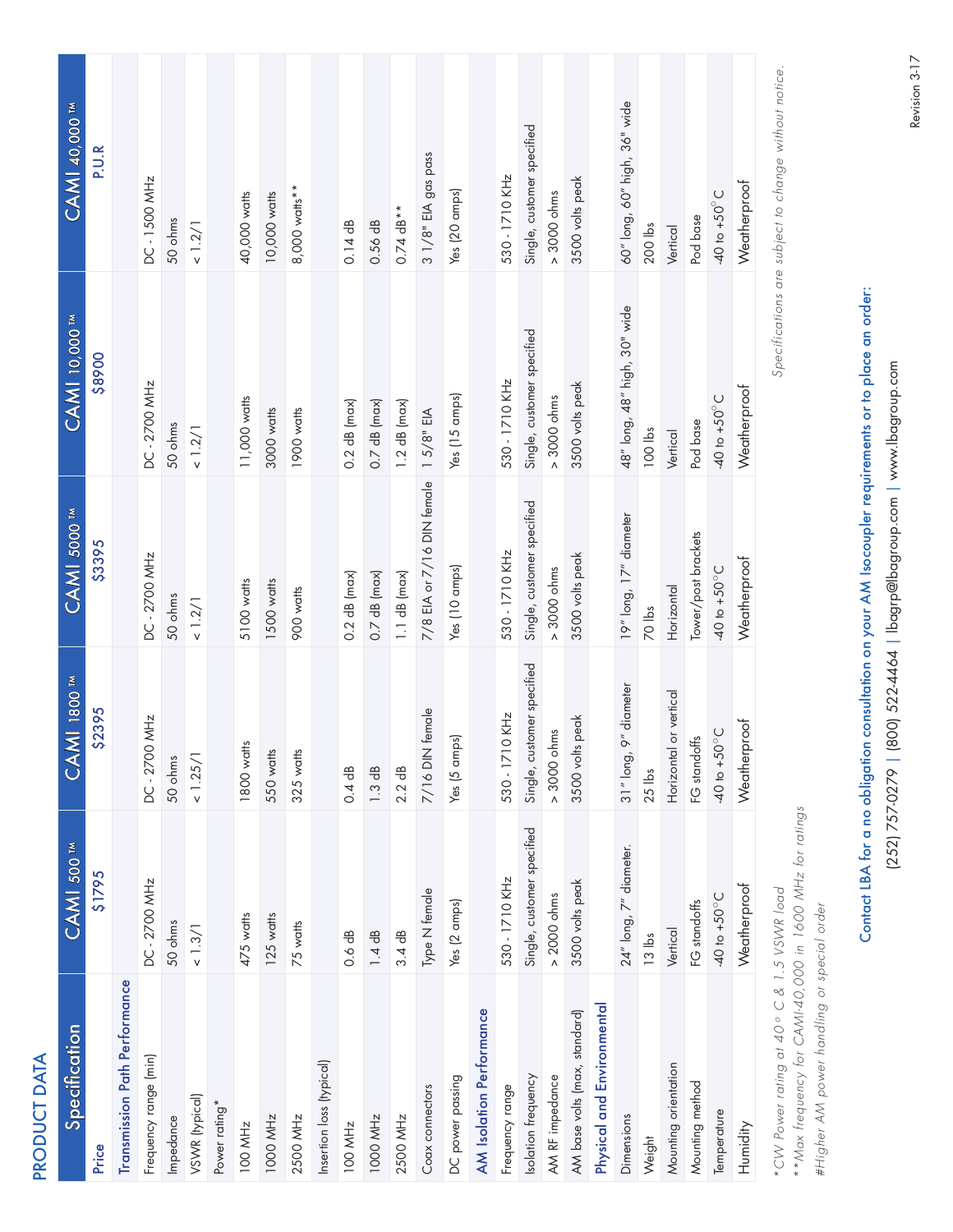## PRODUCT DATA

| Specification | CAMI 500™ | CAMI 1800™ | CAMI 5000™ | CAMI 10,000™ | CAMI 40,000™ |
|---|---|---|---|---|---|
| Price | $1795 | $2395 | $3395 | $8900 | P.U.R |
| **Transmission Path Performance** | | | | | |
| Frequency range (min) | DC - 2700 MHz | DC - 2700 MHz | DC - 2700 MHz | DC - 2700 MHz | DC - 1500 MHz |
| Impedance | 50 ohms | 50 ohms | 50 ohms | 50 ohms | 50 ohms |
| VSWR (typical) | < 1.3/1 | < 1.25/1 | < 1.2/1 | < 1.2/1 | < 1.2/1 |
| Power rating* | | | | | |
| 100 MHz | 475 watts | 1800 watts | 5100 watts | 11,000 watts | 40,000 watts |
| 1000 MHz | 125 watts | 550 watts | 1500 watts | 3000 watts | 10,000 watts |
| 2500 MHz | 75 watts | 325 watts | 900 watts | 1900 watts | 8,000 watts** |
| Insertion loss (typical) | | | | | |
| 100 MHz | 0.6 dB | 0.4 dB | 0.2 dB (max) | 0.2 dB (max) | 0.14 dB |
| 1000 MHz | 1.4 dB | 1.3 dB | 0.7 dB (max) | 0.7 dB (max) | 0.56 dB |
| 2500 MHz | 3.4 dB | 2.2 dB | 1.1 dB (max) | 1.2 dB (max) | 0.74 dB** |
| Coax connectors | Type N female | 7/16 DIN female | 7/8 EIA or 7/16 DIN female | 1 5/8" EIA | 3 1/8" EIA gas pass |
| DC power passing | Yes (2 amps) | Yes (5 amps) | Yes (10 amps) | Yes (15 amps) | Yes (20 amps) |
| **AM Isolation Performance** | | | | | |
| Frequency range | 530 - 1710 KHz | 530 - 1710 KHz | 530 - 1710 KHz | 530 - 1710 KHz | 530 - 1710 KHz |
| Isolation frequency | Single, customer specified | Single, customer specified | Single, customer specified | Single, customer specified | Single, customer specified |
| AM RF impedance | > 2000 ohms | > 3000 ohms | > 3000 ohms | > 3000 ohms | > 3000 ohms |
| AM base volts (max, standard) | 3500 volts peak | 3500 volts peak | 3500 volts peak | 3500 volts peak | 3500 volts peak |
| **Physical and Environmental** | | | | | |
| Dimensions | 24" long, 7" diameter. | 31" long, 9" diameter | 19" long, 17" diameter | 48" long, 48" high, 30" wide | 60" long, 60" high, 36" wide |
| Weight | 13 lbs | 25 lbs | 70 lbs | 100 lbs | 200 lbs |
| Mounting orientation | Vertical | Horizontal or vertical | Horizontal | Vertical | Vertical |
| Mounting method | FG standoffs | FG standoffs | Tower/post brackets | Pad base | Pad base |
| Temperature | -40 to +50°C | -40 to +50°C | -40 to +50°C | -40 to +50°C | -40 to +50°C |
| Humidity | Weatherproof | Weatherproof | Weatherproof | Weatherproof | Weatherproof |

*CW Power rating at 40° C & 1.5 VSWR load

**Max frequency for CAMI-40,000 in 1600 MHz for ratings

#Higher AM power handling or special order

*Specifications are subject to change without notice.*

**Contact LBA for a no obligation consultation on your AM Isocoupler requirements or to place an order:**

(252) 757-0279 | (800) 522-4464 | lbagrp@lbagroup.com | www.lbagroup.com

Revision 3-17